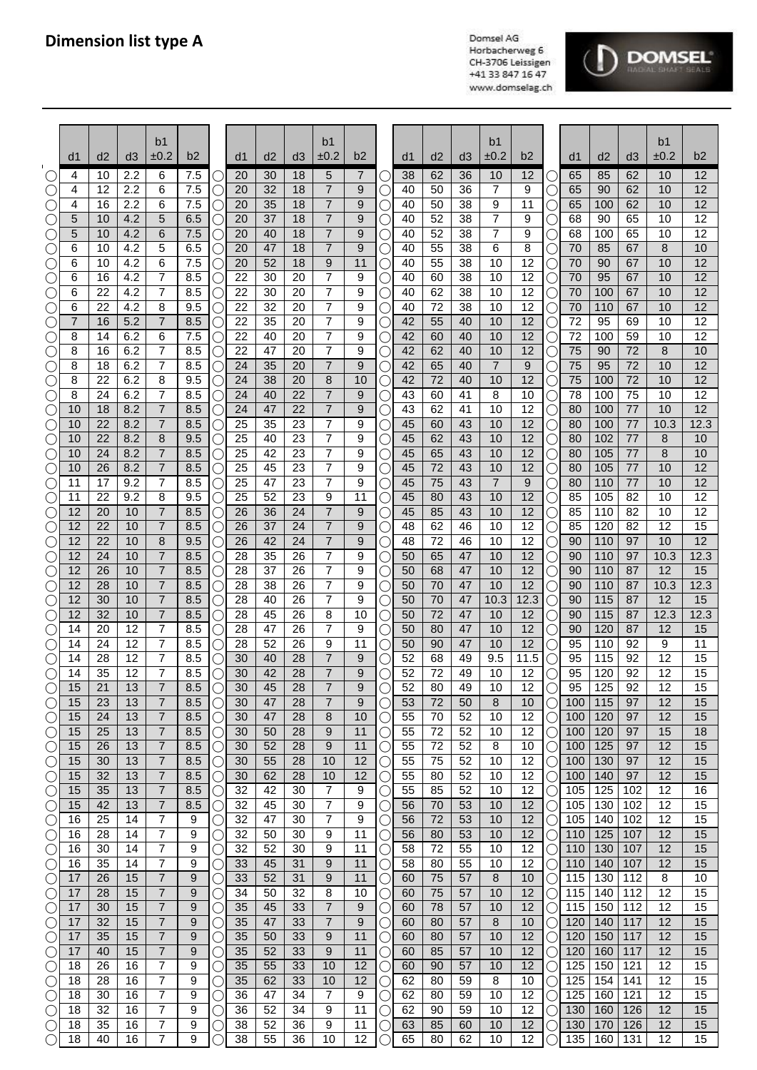# Dimension list type A

Domsel AG
Horbacherweg 6
CH-3706 Leissigen
+41 33 847 16 47
www.domselag.ch

| d1 | d2 | d3 | b1 ±0.2 | b2 |
|---|---|---|---|---|
| 4 | 10 | 2.2 | 6 | 7.5 |
| 4 | 12 | 2.2 | 6 | 7.5 |
| 4 | 16 | 2.2 | 6 | 7.5 |
| 5 | 10 | 4.2 | 5 | 6.5 |
| 5 | 10 | 4.2 | 6 | 7.5 |
| 6 | 10 | 4.2 | 5 | 6.5 |
| 6 | 10 | 4.2 | 6 | 7.5 |
| 6 | 16 | 4.2 | 7 | 8.5 |
| 6 | 22 | 4.2 | 7 | 8.5 |
| 6 | 22 | 4.2 | 8 | 9.5 |
| 7 | 16 | 5.2 | 7 | 8.5 |
| 8 | 14 | 6.2 | 6 | 7.5 |
| 8 | 16 | 6.2 | 7 | 8.5 |
| 8 | 18 | 6.2 | 7 | 8.5 |
| 8 | 22 | 6.2 | 8 | 9.5 |
| 8 | 24 | 6.2 | 7 | 8.5 |
| 10 | 18 | 8.2 | 7 | 8.5 |
| 10 | 22 | 8.2 | 7 | 8.5 |
| 10 | 22 | 8.2 | 8 | 9.5 |
| 10 | 24 | 8.2 | 7 | 8.5 |
| 10 | 26 | 8.2 | 7 | 8.5 |
| 11 | 17 | 9.2 | 7 | 8.5 |
| 11 | 22 | 9.2 | 8 | 9.5 |
| 12 | 20 | 10 | 7 | 8.5 |
| 12 | 22 | 10 | 7 | 8.5 |
| 12 | 22 | 10 | 8 | 9.5 |
| 12 | 24 | 10 | 7 | 8.5 |
| 12 | 26 | 10 | 7 | 8.5 |
| 12 | 28 | 10 | 7 | 8.5 |
| 12 | 30 | 10 | 7 | 8.5 |
| 12 | 32 | 10 | 7 | 8.5 |
| 14 | 20 | 12 | 7 | 8.5 |
| 14 | 24 | 12 | 7 | 8.5 |
| 14 | 28 | 12 | 7 | 8.5 |
| 14 | 35 | 12 | 7 | 8.5 |
| 15 | 21 | 13 | 7 | 8.5 |
| 15 | 23 | 13 | 7 | 8.5 |
| 15 | 24 | 13 | 7 | 8.5 |
| 15 | 25 | 13 | 7 | 8.5 |
| 15 | 26 | 13 | 7 | 8.5 |
| 15 | 30 | 13 | 7 | 8.5 |
| 15 | 32 | 13 | 7 | 8.5 |
| 15 | 35 | 13 | 7 | 8.5 |
| 15 | 42 | 13 | 7 | 8.5 |
| 16 | 25 | 14 | 7 | 9 |
| 16 | 28 | 14 | 7 | 9 |
| 16 | 30 | 14 | 7 | 9 |
| 16 | 35 | 14 | 7 | 9 |
| 17 | 26 | 15 | 7 | 9 |
| 17 | 28 | 15 | 7 | 9 |
| 17 | 30 | 15 | 7 | 9 |
| 17 | 32 | 15 | 7 | 9 |
| 17 | 35 | 15 | 7 | 9 |
| 17 | 40 | 15 | 7 | 9 |
| 18 | 26 | 16 | 7 | 9 |
| 18 | 28 | 16 | 7 | 9 |
| 18 | 30 | 16 | 7 | 9 |
| 18 | 32 | 16 | 7 | 9 |
| 18 | 35 | 16 | 7 | 9 |
| 18 | 40 | 16 | 7 | 9 |
| 20 | 30 | 18 | 5 | 7 |
| 20 | 32 | 18 | 7 | 9 |
| 20 | 35 | 18 | 7 | 9 |
| 20 | 37 | 18 | 7 | 9 |
| 20 | 40 | 18 | 7 | 9 |
| 20 | 47 | 18 | 7 | 9 |
| 20 | 52 | 18 | 9 | 11 |
| 22 | 30 | 20 | 7 | 9 |
| 22 | 30 | 20 | 7 | 9 |
| 22 | 32 | 20 | 7 | 9 |
| 22 | 35 | 20 | 7 | 9 |
| 22 | 40 | 20 | 7 | 9 |
| 22 | 47 | 20 | 7 | 9 |
| 24 | 35 | 20 | 7 | 9 |
| 24 | 38 | 20 | 8 | 10 |
| 24 | 40 | 22 | 7 | 9 |
| 24 | 47 | 22 | 7 | 9 |
| 25 | 35 | 23 | 7 | 9 |
| 25 | 40 | 23 | 7 | 9 |
| 25 | 42 | 23 | 7 | 9 |
| 25 | 45 | 23 | 7 | 9 |
| 25 | 47 | 23 | 7 | 9 |
| 25 | 52 | 23 | 9 | 11 |
| 26 | 36 | 24 | 7 | 9 |
| 26 | 37 | 24 | 7 | 9 |
| 26 | 42 | 24 | 7 | 9 |
| 28 | 35 | 26 | 7 | 9 |
| 28 | 37 | 26 | 7 | 9 |
| 28 | 38 | 26 | 7 | 9 |
| 28 | 40 | 26 | 7 | 9 |
| 28 | 45 | 26 | 8 | 10 |
| 28 | 47 | 26 | 7 | 9 |
| 28 | 52 | 26 | 9 | 11 |
| 30 | 40 | 28 | 7 | 9 |
| 30 | 42 | 28 | 7 | 9 |
| 30 | 45 | 28 | 7 | 9 |
| 30 | 47 | 28 | 7 | 9 |
| 30 | 47 | 28 | 8 | 10 |
| 30 | 50 | 28 | 9 | 11 |
| 30 | 52 | 28 | 9 | 11 |
| 30 | 55 | 28 | 10 | 12 |
| 30 | 62 | 28 | 10 | 12 |
| 32 | 42 | 30 | 7 | 9 |
| 32 | 45 | 30 | 7 | 9 |
| 32 | 47 | 30 | 7 | 9 |
| 32 | 50 | 30 | 9 | 11 |
| 32 | 52 | 30 | 9 | 11 |
| 33 | 45 | 31 | 9 | 11 |
| 33 | 52 | 31 | 9 | 11 |
| 34 | 50 | 32 | 8 | 10 |
| 35 | 45 | 33 | 7 | 9 |
| 35 | 47 | 33 | 7 | 9 |
| 35 | 50 | 33 | 9 | 11 |
| 35 | 52 | 33 | 9 | 11 |
| 35 | 55 | 33 | 10 | 12 |
| 35 | 62 | 33 | 10 | 12 |
| 36 | 47 | 34 | 7 | 9 |
| 36 | 52 | 34 | 9 | 11 |
| 38 | 52 | 36 | 9 | 11 |
| 38 | 55 | 36 | 10 | 12 |
| 38 | 62 | 36 | 10 | 12 |
| 40 | 50 | 36 | 7 | 9 |
| 40 | 50 | 38 | 9 | 11 |
| 40 | 52 | 38 | 7 | 9 |
| 40 | 52 | 38 | 7 | 9 |
| 40 | 55 | 38 | 6 | 8 |
| 40 | 55 | 38 | 10 | 12 |
| 40 | 60 | 38 | 10 | 12 |
| 40 | 62 | 38 | 10 | 12 |
| 40 | 72 | 38 | 10 | 12 |
| 42 | 55 | 40 | 10 | 12 |
| 42 | 60 | 40 | 10 | 12 |
| 42 | 62 | 40 | 10 | 12 |
| 42 | 65 | 40 | 7 | 9 |
| 42 | 72 | 40 | 10 | 12 |
| 43 | 60 | 41 | 8 | 10 |
| 43 | 62 | 41 | 10 | 12 |
| 45 | 60 | 43 | 10 | 12 |
| 45 | 62 | 43 | 10 | 12 |
| 45 | 65 | 43 | 10 | 12 |
| 45 | 72 | 43 | 10 | 12 |
| 45 | 75 | 43 | 7 | 9 |
| 45 | 80 | 43 | 10 | 12 |
| 45 | 85 | 43 | 10 | 12 |
| 48 | 62 | 46 | 10 | 12 |
| 48 | 72 | 46 | 10 | 12 |
| 50 | 65 | 47 | 10 | 12 |
| 50 | 68 | 47 | 10 | 12 |
| 50 | 70 | 47 | 10 | 12 |
| 50 | 70 | 47 | 10.3 | 12.3 |
| 50 | 72 | 47 | 10 | 12 |
| 50 | 80 | 47 | 10 | 12 |
| 50 | 90 | 47 | 10 | 12 |
| 52 | 68 | 49 | 9.5 | 11.5 |
| 52 | 72 | 49 | 10 | 12 |
| 52 | 80 | 49 | 10 | 12 |
| 53 | 72 | 50 | 8 | 10 |
| 55 | 70 | 52 | 10 | 12 |
| 55 | 72 | 52 | 10 | 12 |
| 55 | 72 | 52 | 8 | 10 |
| 55 | 75 | 52 | 10 | 12 |
| 55 | 80 | 52 | 10 | 12 |
| 55 | 85 | 52 | 10 | 12 |
| 56 | 70 | 53 | 10 | 12 |
| 56 | 72 | 53 | 10 | 12 |
| 56 | 80 | 53 | 10 | 12 |
| 58 | 72 | 55 | 10 | 12 |
| 58 | 80 | 55 | 10 | 12 |
| 60 | 75 | 57 | 8 | 10 |
| 60 | 75 | 57 | 10 | 12 |
| 60 | 78 | 57 | 10 | 12 |
| 60 | 80 | 57 | 8 | 10 |
| 60 | 80 | 57 | 10 | 12 |
| 60 | 85 | 57 | 10 | 12 |
| 60 | 90 | 57 | 10 | 12 |
| 62 | 80 | 59 | 8 | 10 |
| 62 | 80 | 59 | 10 | 12 |
| 62 | 90 | 59 | 10 | 12 |
| 63 | 85 | 60 | 10 | 12 |
| 65 | 80 | 62 | 10 | 12 |
| 65 | 85 | 62 | 10 | 12 |
| 65 | 90 | 62 | 10 | 12 |
| 65 | 100 | 62 | 10 | 12 |
| 68 | 90 | 65 | 10 | 12 |
| 68 | 100 | 65 | 10 | 12 |
| 70 | 85 | 67 | 8 | 10 |
| 70 | 90 | 67 | 10 | 12 |
| 70 | 95 | 67 | 10 | 12 |
| 70 | 100 | 67 | 10 | 12 |
| 70 | 110 | 67 | 10 | 12 |
| 72 | 95 | 69 | 10 | 12 |
| 72 | 100 | 59 | 10 | 12 |
| 75 | 90 | 72 | 8 | 10 |
| 75 | 95 | 72 | 10 | 12 |
| 75 | 100 | 72 | 10 | 12 |
| 78 | 100 | 75 | 10 | 12 |
| 80 | 100 | 77 | 10 | 12 |
| 80 | 100 | 77 | 10.3 | 12.3 |
| 80 | 102 | 77 | 8 | 10 |
| 80 | 105 | 77 | 8 | 10 |
| 80 | 105 | 77 | 10 | 12 |
| 80 | 110 | 77 | 10 | 12 |
| 85 | 105 | 82 | 10 | 12 |
| 85 | 110 | 82 | 10 | 12 |
| 85 | 120 | 82 | 12 | 15 |
| 90 | 110 | 97 | 10 | 12 |
| 90 | 110 | 97 | 10.3 | 12.3 |
| 90 | 110 | 87 | 12 | 15 |
| 90 | 110 | 87 | 10.3 | 12.3 |
| 90 | 115 | 87 | 12 | 15 |
| 90 | 115 | 87 | 12.3 | 12.3 |
| 90 | 120 | 87 | 12 | 15 |
| 95 | 110 | 92 | 9 | 11 |
| 95 | 115 | 92 | 12 | 15 |
| 95 | 120 | 92 | 12 | 15 |
| 95 | 125 | 92 | 12 | 15 |
| 100 | 115 | 97 | 12 | 15 |
| 100 | 120 | 97 | 12 | 15 |
| 100 | 120 | 97 | 15 | 18 |
| 100 | 125 | 97 | 12 | 15 |
| 100 | 130 | 97 | 12 | 15 |
| 100 | 140 | 97 | 12 | 15 |
| 105 | 125 | 102 | 12 | 16 |
| 105 | 130 | 102 | 12 | 15 |
| 105 | 140 | 102 | 12 | 15 |
| 110 | 125 | 107 | 12 | 15 |
| 110 | 130 | 107 | 12 | 15 |
| 110 | 140 | 107 | 12 | 15 |
| 115 | 130 | 112 | 8 | 10 |
| 115 | 140 | 112 | 12 | 15 |
| 115 | 150 | 112 | 12 | 15 |
| 120 | 140 | 117 | 12 | 15 |
| 120 | 150 | 117 | 12 | 15 |
| 120 | 160 | 117 | 12 | 15 |
| 125 | 150 | 121 | 12 | 15 |
| 125 | 154 | 141 | 12 | 15 |
| 125 | 160 | 121 | 12 | 15 |
| 130 | 160 | 126 | 12 | 15 |
| 130 | 170 | 126 | 12 | 15 |
| 135 | 160 | 131 | 12 | 15 |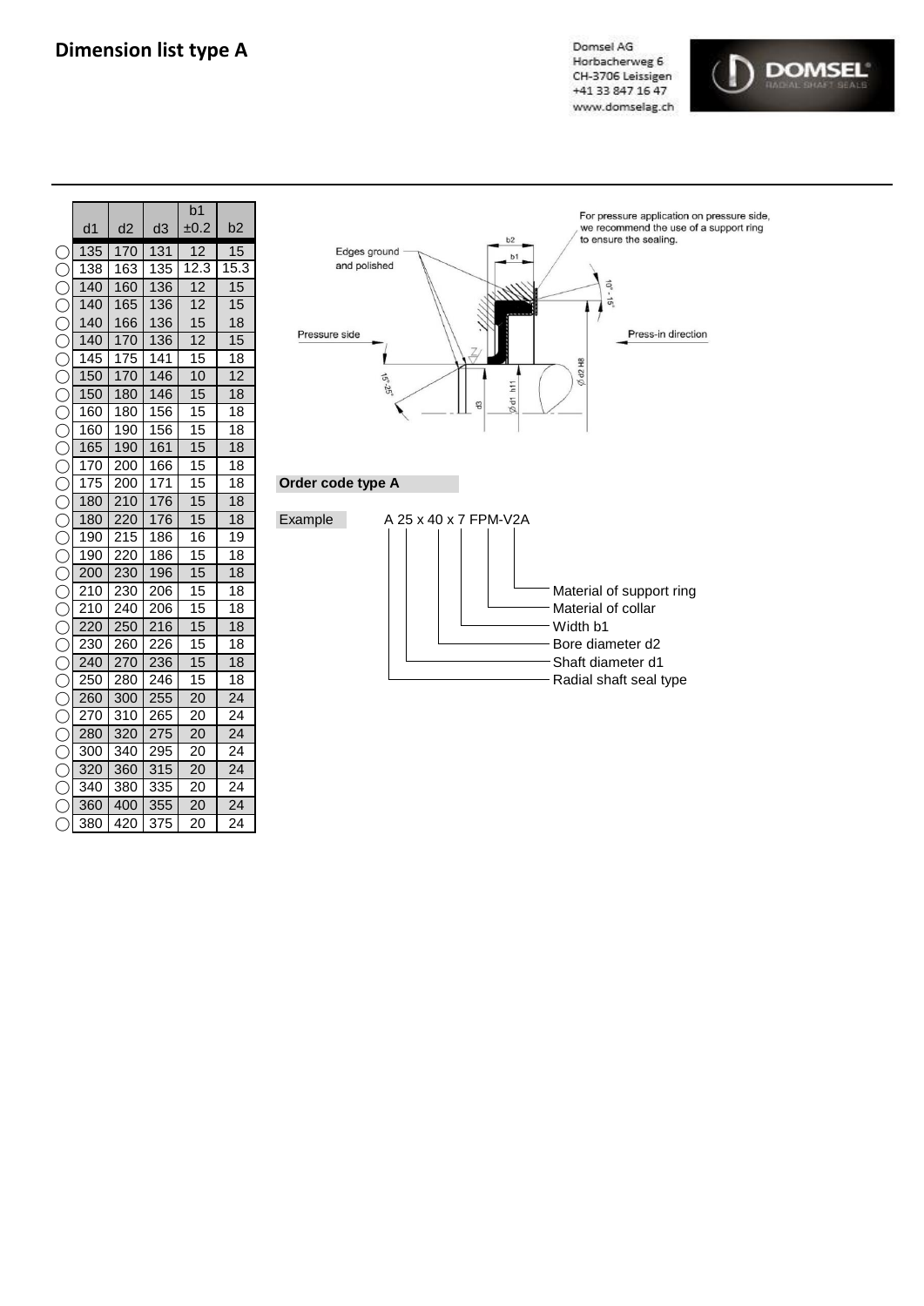# Dimension list type A

Domsel AG
Horbacherweg 6
CH-3706 Leissigen
+41 33 847 16 47
www.domselag.ch

| | d1 | d2 | d3 | b1 ±0.2 | b2 |
|---|---|---|---|---|---|
| ◯ | 135 | 170 | 131 | 12 | 15 |
| ◯ | 138 | 163 | 135 | 12.3 | 15.3 |
| ◯ | 140 | 160 | 136 | 12 | 15 |
| ◯ | 140 | 165 | 136 | 12 | 15 |
| ◯ | 140 | 166 | 136 | 15 | 18 |
| ◯ | 140 | 170 | 136 | 12 | 15 |
| ◯ | 145 | 175 | 141 | 15 | 18 |
| ◯ | 150 | 170 | 146 | 10 | 12 |
| ◯ | 150 | 180 | 146 | 15 | 18 |
| ◯ | 160 | 180 | 156 | 15 | 18 |
| ◯ | 160 | 190 | 156 | 15 | 18 |
| ◯ | 165 | 190 | 161 | 15 | 18 |
| ◯ | 170 | 200 | 166 | 15 | 18 |
| ◯ | 175 | 200 | 171 | 15 | 18 |
| ◯ | 180 | 210 | 176 | 15 | 18 |
| ◯ | 180 | 220 | 176 | 15 | 18 |
| ◯ | 190 | 215 | 186 | 16 | 19 |
| ◯ | 190 | 220 | 186 | 15 | 18 |
| ◯ | 200 | 230 | 196 | 15 | 18 |
| ◯ | 210 | 230 | 206 | 15 | 18 |
| ◯ | 210 | 240 | 206 | 15 | 18 |
| ◯ | 220 | 250 | 216 | 15 | 18 |
| ◯ | 230 | 260 | 226 | 15 | 18 |
| ◯ | 240 | 270 | 236 | 15 | 18 |
| ◯ | 250 | 280 | 246 | 15 | 18 |
| ◯ | 260 | 300 | 255 | 20 | 24 |
| ◯ | 270 | 310 | 265 | 20 | 24 |
| ◯ | 280 | 320 | 275 | 20 | 24 |
| ◯ | 300 | 340 | 295 | 20 | 24 |
| ◯ | 320 | 360 | 315 | 20 | 24 |
| ◯ | 340 | 380 | 335 | 20 | 24 |
| ◯ | 360 | 400 | 355 | 20 | 24 |
| ◯ | 380 | 420 | 375 | 20 | 24 |

For pressure application on pressure side, we recommend the use of a support ring to ensure the sealing.

Edges ground and polished

Pressure side

Press-in direction

b2

b1

10° - 15°

15°-25°

d3

Ø d1 h11

Ø d2 H8

**Order code type A**

Example A 25 x 40 x 7 FPM-V2A

- Material of support ring
- Material of collar
- Width b1
- Bore diameter d2
- Shaft diameter d1
- Radial shaft seal type